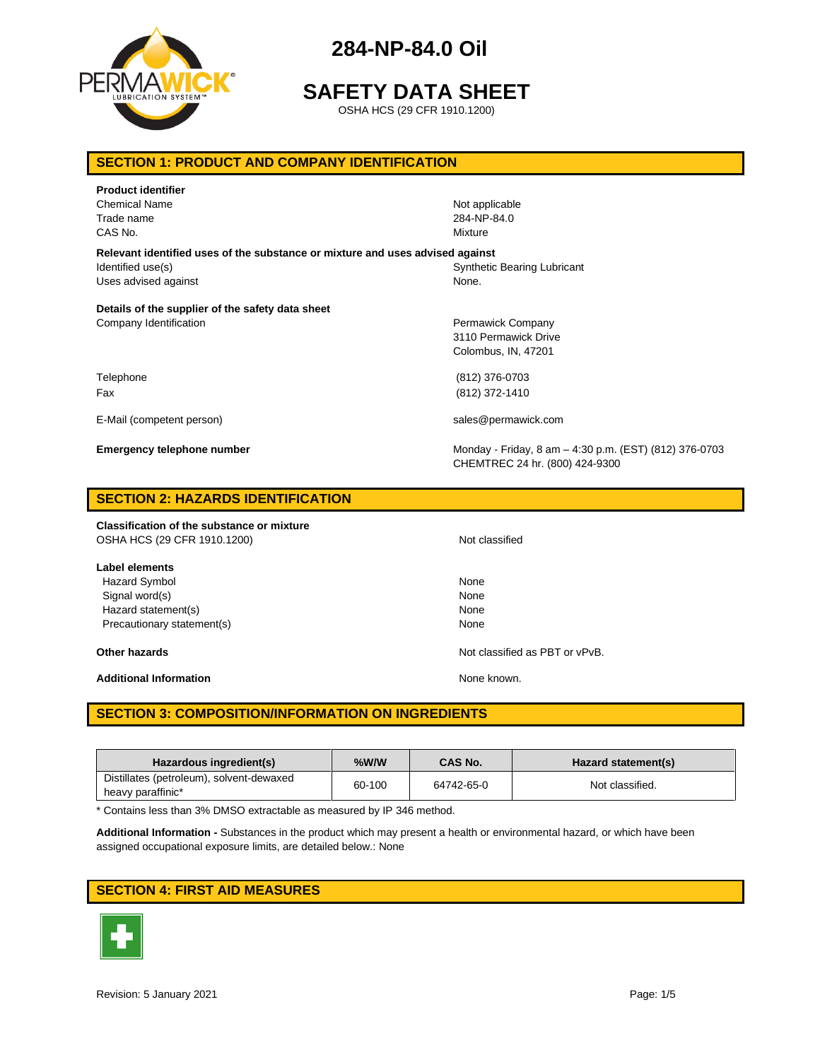# 284-NP-84.0 Oil

# SAFETY DATA SHEET

OSHA HCS (29 CFR 1910.1200)

## SECTION 1: PRODUCT AND COMPANY IDENTIFICATION

**Product identifier**

| | |
|---|---|
| Chemical Name | Not applicable |
| Trade name | 284-NP-84.0 |
| CAS No. | Mixture |

**Relevant identified uses of the substance or mixture and uses advised against**

| | |
|---|---|
| Identified use(s) | Synthetic Bearing Lubricant |
| Uses advised against | None. |

**Details of the supplier of the safety data sheet**

| | |
|---|---|
| Company Identification | Permawick Company<br>3110 Permawick Drive<br>Colombus, IN, 47201 |
| Telephone | (812) 376-0703 |
| Fax | (812) 372-1410 |
| E-Mail (competent person) | sales@permawick.com |
| **Emergency telephone number** | Monday - Friday, 8 am – 4:30 p.m. (EST) (812) 376-0703<br>CHEMTREC 24 hr. (800) 424-9300 |

## SECTION 2: HAZARDS IDENTIFICATION

**Classification of the substance or mixture**

| | |
|---|---|
| OSHA HCS (29 CFR 1910.1200) | Not classified |

**Label elements**

| | |
|---|---|
| Hazard Symbol | None |
| Signal word(s) | None |
| Hazard statement(s) | None |
| Precautionary statement(s) | None |

| | |
|---|---|
| **Other hazards** | Not classified as PBT or vPvB. |
| **Additional Information** | None known. |

## SECTION 3: COMPOSITION/INFORMATION ON INGREDIENTS

| Hazardous ingredient(s) | %W/W | CAS No. | Hazard statement(s) |
|---|---|---|---|
| Distillates (petroleum), solvent-dewaxed heavy paraffinic* | 60-100 | 64742-65-0 | Not classified. |

* Contains less than 3% DMSO extractable as measured by IP 346 method.

**Additional Information -** Substances in the product which may present a health or environmental hazard, or which have been assigned occupational exposure limits, are detailed below.: None

## SECTION 4: FIRST AID MEASURES

Revision: 5 January 2021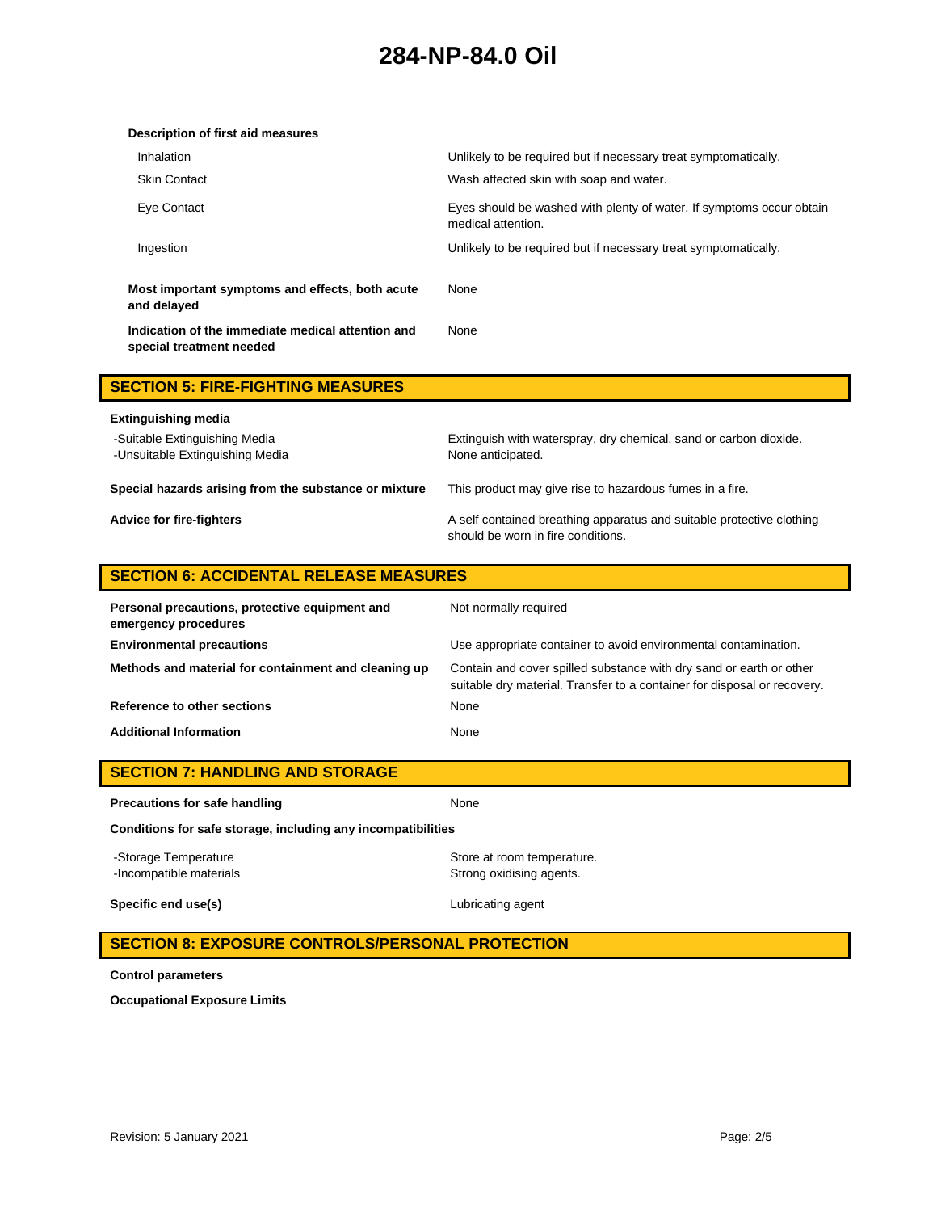**Description of first aid measures**

| | |
|---|---|
| Inhalation | Unlikely to be required but if necessary treat symptomatically. |
| Skin Contact | Wash affected skin with soap and water. |
| Eye Contact | Eyes should be washed with plenty of water. If symptoms occur obtain medical attention. |
| Ingestion | Unlikely to be required but if necessary treat symptomatically. |

| | |
|---|---|
| **Most important symptoms and effects, both acute and delayed** | None |
| **Indication of the immediate medical attention and special treatment needed** | None |

## SECTION 5: FIRE-FIGHTING MEASURES

**Extinguishing media**

| | |
|---|---|
| -Suitable Extinguishing Media | Extinguish with waterspray, dry chemical, sand or carbon dioxide. |
| -Unsuitable Extinguishing Media | None anticipated. |
| **Special hazards arising from the substance or mixture** | This product may give rise to hazardous fumes in a fire. |
| **Advice for fire-fighters** | A self contained breathing apparatus and suitable protective clothing should be worn in fire conditions. |

## SECTION 6: ACCIDENTAL RELEASE MEASURES

| | |
|---|---|
| **Personal precautions, protective equipment and emergency procedures** | Not normally required |
| **Environmental precautions** | Use appropriate container to avoid environmental contamination. |
| **Methods and material for containment and cleaning up** | Contain and cover spilled substance with dry sand or earth or other suitable dry material. Transfer to a container for disposal or recovery. |
| **Reference to other sections** | None |
| **Additional Information** | None |

## SECTION 7: HANDLING AND STORAGE

| | |
|---|---|
| **Precautions for safe handling** | None |

**Conditions for safe storage, including any incompatibilities**

| | |
|---|---|
| -Storage Temperature | Store at room temperature. |
| -Incompatible materials | Strong oxidising agents. |
| **Specific end use(s)** | Lubricating agent |

## SECTION 8: EXPOSURE CONTROLS/PERSONAL PROTECTION

**Control parameters**

**Occupational Exposure Limits**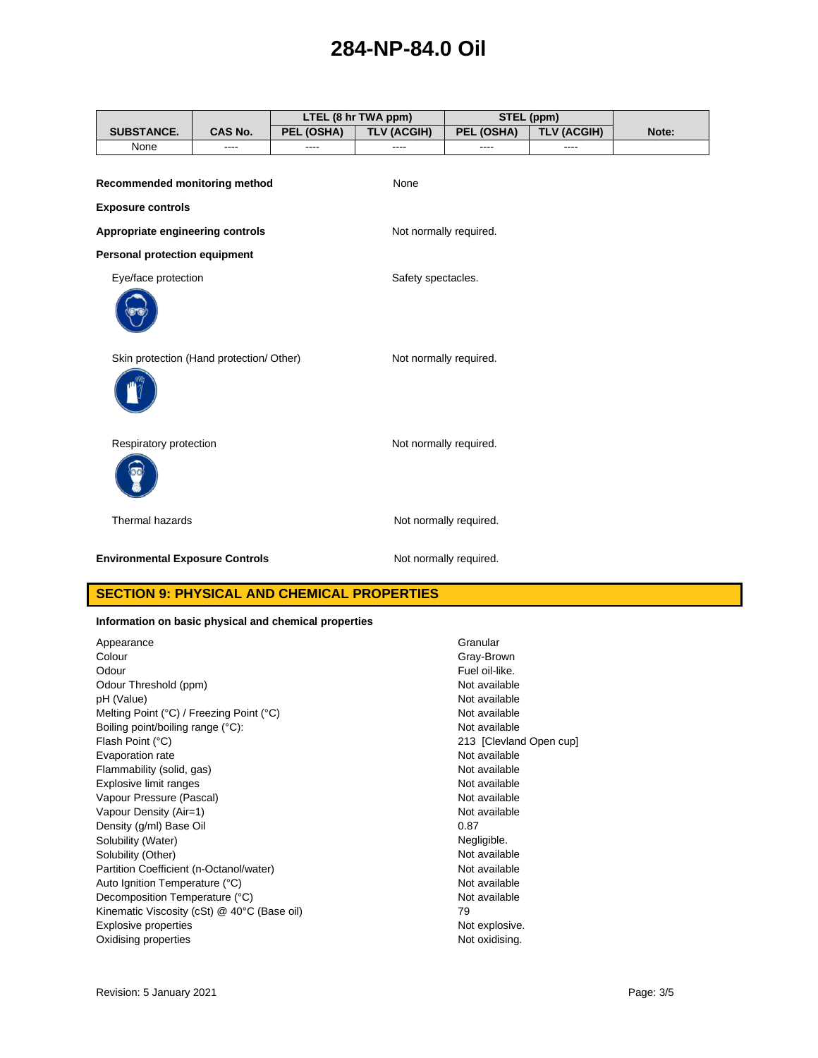| SUBSTANCE. | CAS No. | LTEL (8 hr TWA ppm) | | STEL (ppm) | | Note: |
|---|---|---|---|---|---|---|
| | | PEL (OSHA) | TLV (ACGIH) | PEL (OSHA) | TLV (ACGIH) | |
| None | ---- | ---- | ---- | ---- | ---- | |

**Recommended monitoring method** None

**Exposure controls**

**Appropriate engineering controls** Not normally required.

**Personal protection equipment**

Eye/face protection: Safety spectacles.

Skin protection (Hand protection/ Other): Not normally required.

Respiratory protection: Not normally required.

Thermal hazards: Not normally required.

**Environmental Exposure Controls** Not normally required.

## SECTION 9: PHYSICAL AND CHEMICAL PROPERTIES

**Information on basic physical and chemical properties**

| Property | Value |
|---|---|
| Appearance | Granular |
| Colour | Gray-Brown |
| Odour | Fuel oil-like. |
| Odour Threshold (ppm) | Not available |
| pH (Value) | Not available |
| Melting Point (°C) / Freezing Point (°C) | Not available |
| Boiling point/boiling range (°C): | Not available |
| Flash Point (°C) | 213 [Clevland Open cup] |
| Evaporation rate | Not available |
| Flammability (solid, gas) | Not available |
| Explosive limit ranges | Not available |
| Vapour Pressure (Pascal) | Not available |
| Vapour Density (Air=1) | Not available |
| Density (g/ml) Base Oil | 0.87 |
| Solubility (Water) | Negligible. |
| Solubility (Other) | Not available |
| Partition Coefficient (n-Octanol/water) | Not available |
| Auto Ignition Temperature (°C) | Not available |
| Decomposition Temperature (°C) | Not available |
| Kinematic Viscosity (cSt) @ 40°C (Base oil) | 79 |
| Explosive properties | Not explosive. |
| Oxidising properties | Not oxidising. |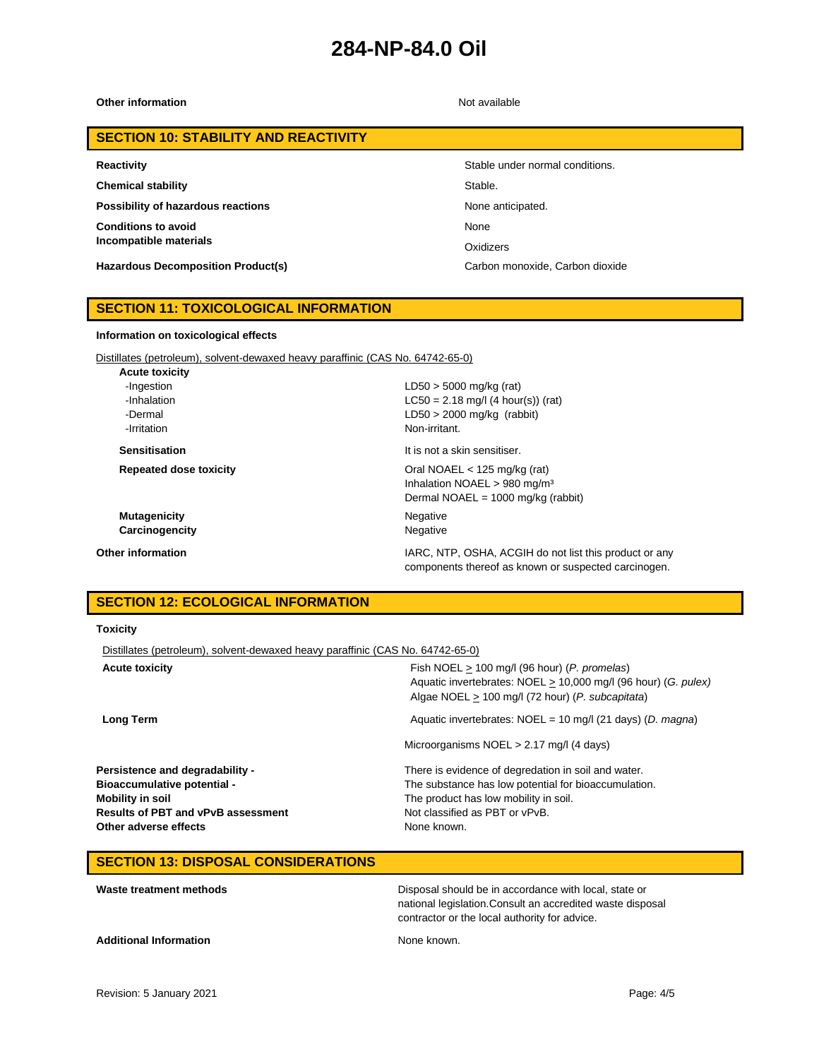**Other information** Not available

## SECTION 10: STABILITY AND REACTIVITY

| | |
|---|---|
| **Reactivity** | Stable under normal conditions. |
| **Chemical stability** | Stable. |
| **Possibility of hazardous reactions** | None anticipated. |
| **Conditions to avoid** | None |
| **Incompatible materials** | Oxidizers |
| **Hazardous Decomposition Product(s)** | Carbon monoxide, Carbon dioxide |

## SECTION 11: TOXICOLOGICAL INFORMATION

**Information on toxicological effects**

Distillates (petroleum), solvent-dewaxed heavy paraffinic (CAS No. 64742-65-0)

| | |
|---|---|
| **Acute toxicity** | |
| -Ingestion | LD50 > 5000 mg/kg (rat) |
| -Inhalation | LC50 = 2.18 mg/l (4 hour(s)) (rat) |
| -Dermal | LD50 > 2000 mg/kg (rabbit) |
| -Irritation | Non-irritant. |
| **Sensitisation** | It is not a skin sensitiser. |
| **Repeated dose toxicity** | Oral NOAEL < 125 mg/kg (rat)<br>Inhalation NOAEL > 980 mg/m³<br>Dermal NOAEL = 1000 mg/kg (rabbit) |
| **Mutagenicity** | Negative |
| **Carcinogencity** | Negative |
| **Other information** | IARC, NTP, OSHA, ACGIH do not list this product or any components thereof as known or suspected carcinogen. |

## SECTION 12: ECOLOGICAL INFORMATION

**Toxicity**

Distillates (petroleum), solvent-dewaxed heavy paraffinic (CAS No. 64742-65-0)

| | |
|---|---|
| **Acute toxicity** | Fish NOEL ≥ 100 mg/l (96 hour) (*P. promelas*)<br>Aquatic invertebrates: NOEL ≥ 10,000 mg/l (96 hour) (*G. pulex*)<br>Algae NOEL ≥ 100 mg/l (72 hour) (*P. subcapitata*) |
| **Long Term** | Aquatic invertebrates: NOEL = 10 mg/l (21 days) (*D. magna*) |
| | Microorganisms NOEL > 2.17 mg/l (4 days) |
| **Persistence and degradability -** | There is evidence of degredation in soil and water. |
| **Bioaccumulative potential -** | The substance has low potential for bioaccumulation. |
| **Mobility in soil** | The product has low mobility in soil. |
| **Results of PBT and vPvB assessment** | Not classified as PBT or vPvB. |
| **Other adverse effects** | None known. |

## SECTION 13: DISPOSAL CONSIDERATIONS

| | |
|---|---|
| **Waste treatment methods** | Disposal should be in accordance with local, state or national legislation.Consult an accredited waste disposal contractor or the local authority for advice. |
| **Additional Information** | None known. |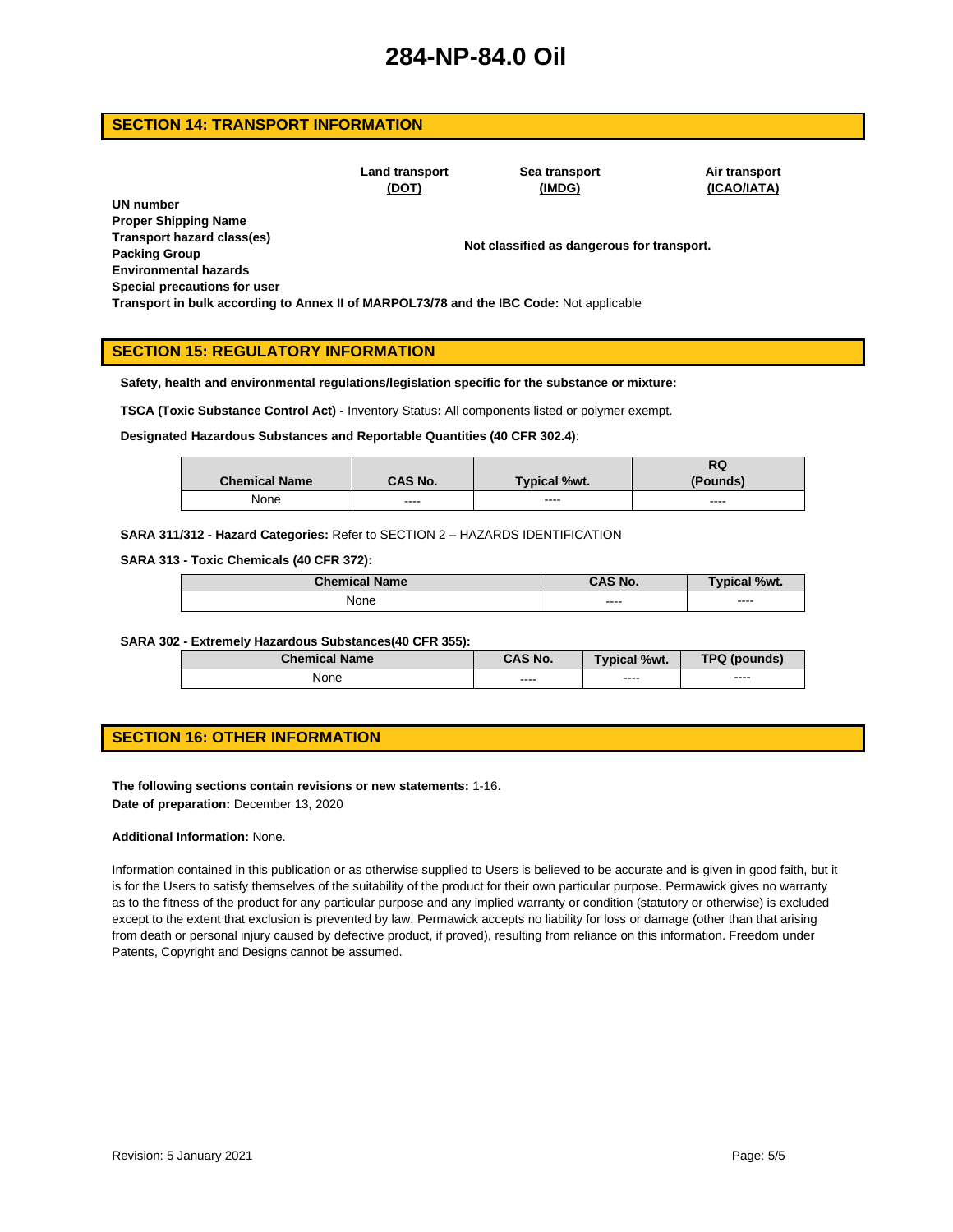# 284-NP-84.0 Oil

## SECTION 14: TRANSPORT INFORMATION

| | Land transport (DOT) | Sea transport (IMDG) | Air transport (ICAO/IATA) |
|---|---|---|---|
| **UN number** | | | |
| **Proper Shipping Name** | | | |
| **Transport hazard class(es)** | | Not classified as dangerous for transport. | |
| **Packing Group** | | | |
| **Environmental hazards** | | | |
| **Special precautions for user** | | | |

**Transport in bulk according to Annex II of MARPOL73/78 and the IBC Code:** Not applicable

## SECTION 15: REGULATORY INFORMATION

**Safety, health and environmental regulations/legislation specific for the substance or mixture:**

**TSCA (Toxic Substance Control Act) -** Inventory Status**:** All components listed or polymer exempt.

**Designated Hazardous Substances and Reportable Quantities (40 CFR 302.4)**:

| Chemical Name | CAS No. | Typical %wt. | RQ (Pounds) |
|---|---|---|---|
| None | ---- | ---- | ---- |

**SARA 311/312 - Hazard Categories:** Refer to SECTION 2 – HAZARDS IDENTIFICATION

**SARA 313 - Toxic Chemicals (40 CFR 372):**

| Chemical Name | CAS No. | Typical %wt. |
|---|---|---|
| None | ---- | ---- |

**SARA 302 - Extremely Hazardous Substances(40 CFR 355):**

| Chemical Name | CAS No. | Typical %wt. | TPQ (pounds) |
|---|---|---|---|
| None | ---- | ---- | ---- |

## SECTION 16: OTHER INFORMATION

**The following sections contain revisions or new statements:** 1-16.
**Date of preparation:** December 13, 2020

**Additional Information:** None.

Information contained in this publication or as otherwise supplied to Users is believed to be accurate and is given in good faith, but it is for the Users to satisfy themselves of the suitability of the product for their own particular purpose. Permawick gives no warranty as to the fitness of the product for any particular purpose and any implied warranty or condition (statutory or otherwise) is excluded except to the extent that exclusion is prevented by law. Permawick accepts no liability for loss or damage (other than that arising from death or personal injury caused by defective product, if proved), resulting from reliance on this information. Freedom under Patents, Copyright and Designs cannot be assumed.

Revision: 5 January 2021